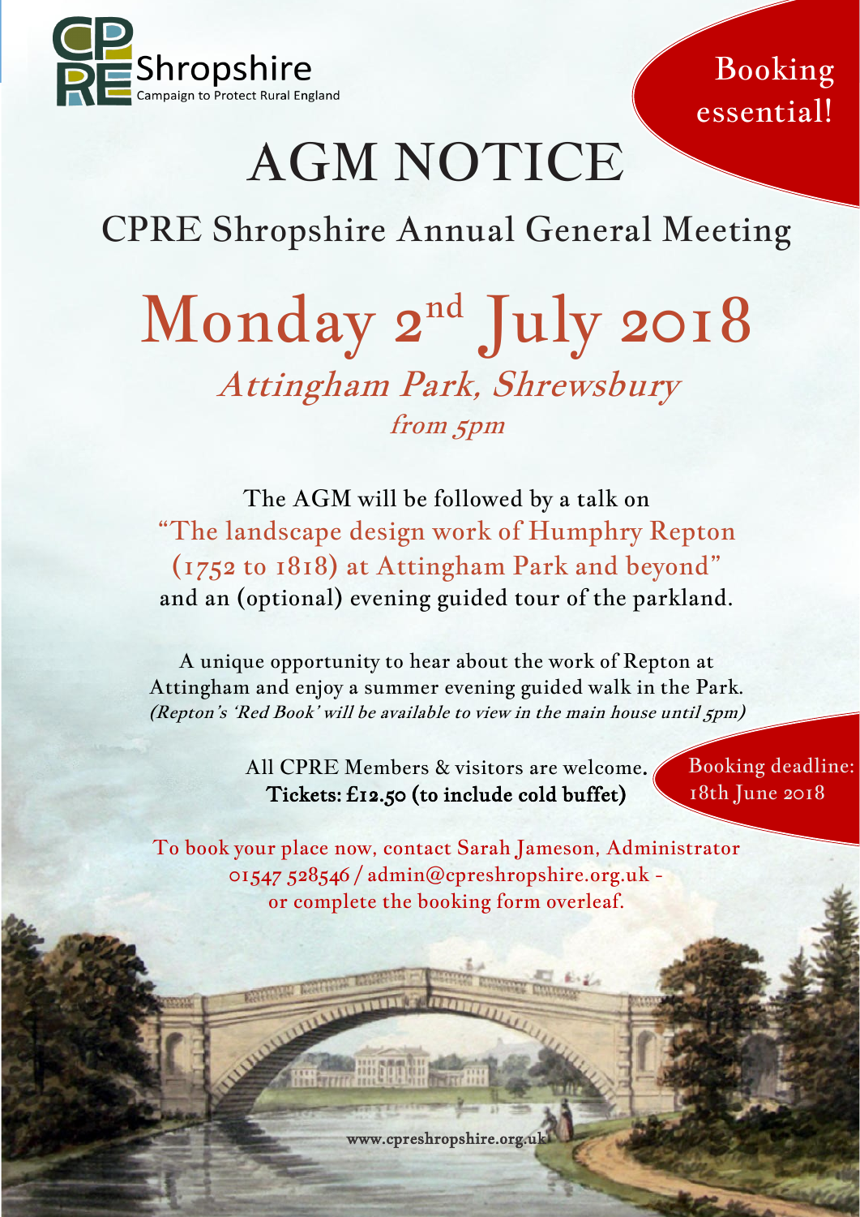CPRE Shropshire
Campaign to Protect Rural England

Booking essential!

# AGM NOTICE

## CPRE Shropshire Annual General Meeting

## Monday 2nd July 2018

*Attingham Park, Shrewsbury*

*from 5pm*

The AGM will be followed by a talk on
"The landscape design work of Humphry Repton (1752 to 1818) at Attingham Park and beyond"
and an (optional) evening guided tour of the parkland.

A unique opportunity to hear about the work of Repton at Attingham and enjoy a summer evening guided walk in the Park.
*(Repton's 'Red Book' will be available to view in the main house until 5pm)*

All CPRE Members & visitors are welcome.
**Tickets: £12.50 (to include cold buffet)**

Booking deadline: 18th June 2018

To book your place now, contact Sarah Jameson, Administrator
01547 528546 / admin@cpreshropshire.org.uk -
or complete the booking form overleaf.

www.cpreshropshire.org.uk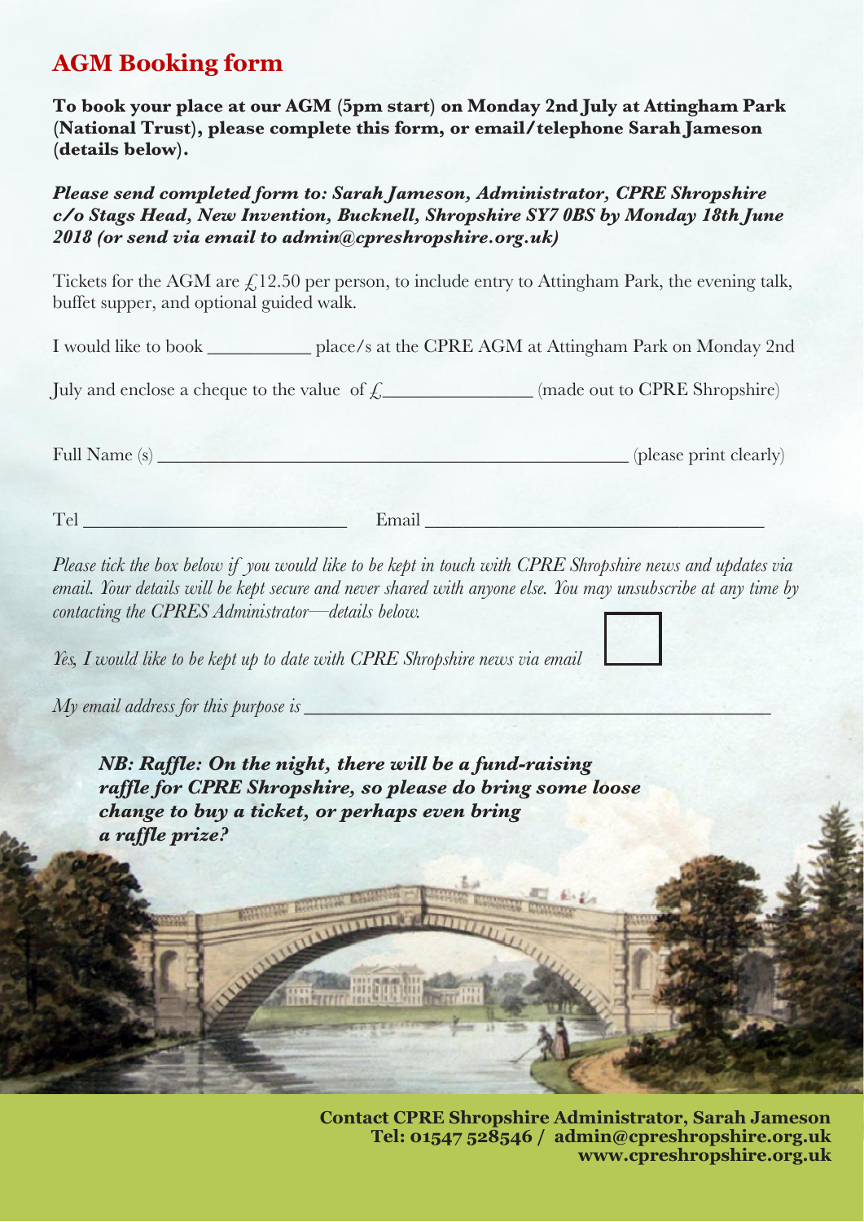## AGM Booking form

**To book your place at our AGM (5pm start) on Monday 2nd July at Attingham Park (National Trust), please complete this form, or email/telephone Sarah Jameson (details below).**

***Please send completed form to: Sarah Jameson, Administrator, CPRE Shropshire c/o Stags Head, New Invention, Bucknell, Shropshire SY7 0BS by Monday 18th June 2018 (or send via email to admin@cpreshropshire.org.uk)***

Tickets for the AGM are £12.50 per person, to include entry to Attingham Park, the evening talk, buffet supper, and optional guided walk.

I would like to book ___________ place/s at the CPRE AGM at Attingham Park on Monday 2nd July and enclose a cheque to the value of £_______________ (made out to CPRE Shropshire)

Full Name (s) _______________________________________________ (please print clearly)

Tel ___________________________ Email __________________________________

*Please tick the box below if you would like to be kept in touch with CPRE Shropshire news and updates via email. Your details will be kept secure and never shared with anyone else. You may unsubscribe at any time by contacting the CPRES Administrator—details below.*

*Yes, I would like to be kept up to date with CPRE Shropshire news via email* ☐

*My email address for this purpose is* _______________________________________________

***NB: Raffle: On the night, there will be a fund-raising raffle for CPRE Shropshire, so please do bring some loose change to buy a ticket, or perhaps even bring a raffle prize?***

**Contact CPRE Shropshire Administrator, Sarah Jameson**
**Tel: 01547 528546 / admin@cpreshropshire.org.uk**
**www.cpreshropshire.org.uk**